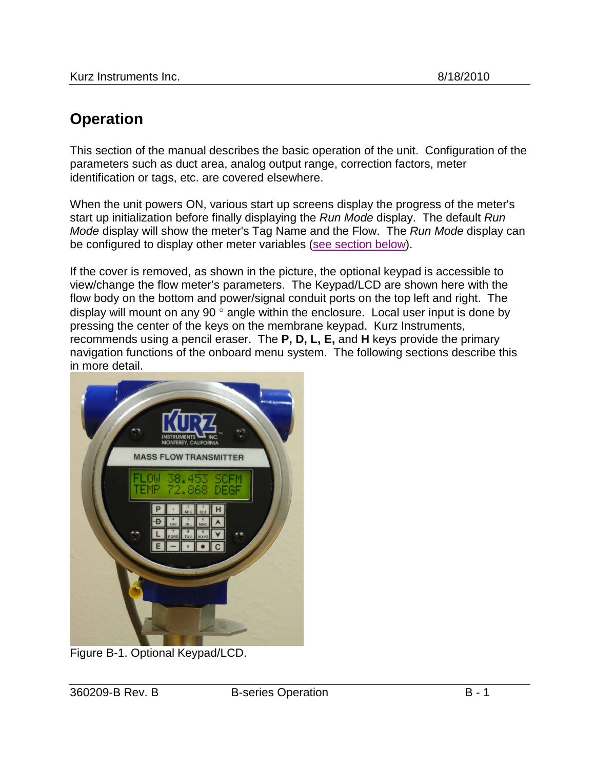# Operation

This section of the manual describes the basic operation of the unit. Configuration of the parameters such as duct area, analog output range, correction factors, meter identification or tags, etc. are covered elsewhere.

When the unit powers ON, various start up screens display the progress of the meter's start up initialization before finally displaying the *Run Mode* display. The default *Run Mode* display will show the meter's Tag Name and the Flow. The *Run Mode* display can be configured to display other meter variables (see section below).

If the cover is removed, as shown in the picture, the optional keypad is accessible to view/change the flow meter's parameters. The Keypad/LCD are shown here with the flow body on the bottom and power/signal conduit ports on the top left and right. The display will mount on any 90 ° angle within the enclosure. Local user input is done by pressing the center of the keys on the membrane keypad. Kurz Instruments, recommends using a pencil eraser. The **P, D, L, E,** and **H** keys provide the primary navigation functions of the onboard menu system. The following sections describe this in more detail.

Figure B-1. Optional Keypad/LCD.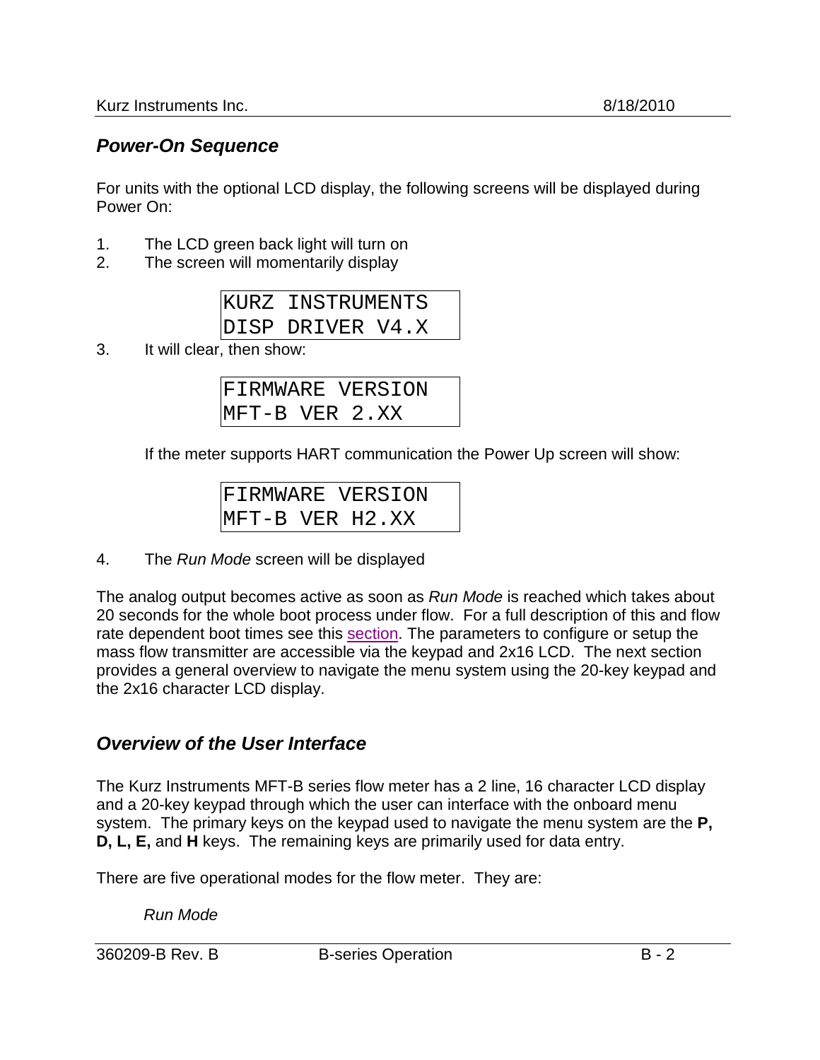## *Power-On Sequence*

For units with the optional LCD display, the following screens will be displayed during Power On:

1. The LCD green back light will turn on
2. The screen will momentarily display

```
KURZ INSTRUMENTS
DISP DRIVER V4.X
```

3. It will clear, then show:

```
FIRMWARE VERSION
MFT-B VER 2.XX
```

If the meter supports HART communication the Power Up screen will show:

```
FIRMWARE VERSION
MFT-B VER H2.XX
```

4. The *Run Mode* screen will be displayed

The analog output becomes active as soon as *Run Mode* is reached which takes about 20 seconds for the whole boot process under flow. For a full description of this and flow rate dependent boot times see this section. The parameters to configure or setup the mass flow transmitter are accessible via the keypad and 2x16 LCD. The next section provides a general overview to navigate the menu system using the 20-key keypad and the 2x16 character LCD display.

## *Overview of the User Interface*

The Kurz Instruments MFT-B series flow meter has a 2 line, 16 character LCD display and a 20-key keypad through which the user can interface with the onboard menu system. The primary keys on the keypad used to navigate the menu system are the **P, D, L, E,** and **H** keys. The remaining keys are primarily used for data entry.

There are five operational modes for the flow meter. They are:

*Run Mode*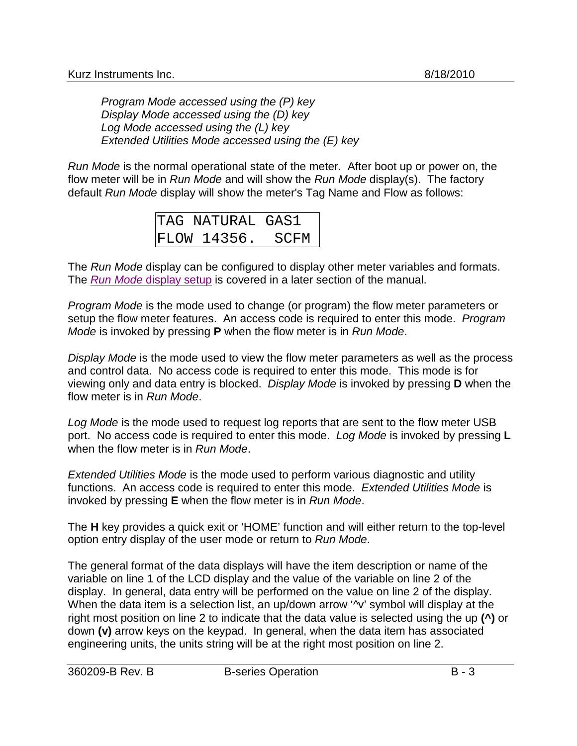*Program Mode accessed using the (P) key*
*Display Mode accessed using the (D) key*
*Log Mode accessed using the (L) key*
*Extended Utilities Mode accessed using the (E) key*

*Run Mode* is the normal operational state of the meter. After boot up or power on, the flow meter will be in *Run Mode* and will show the *Run Mode* display(s). The factory default *Run Mode* display will show the meter's Tag Name and Flow as follows:

```
TAG NATURAL GAS1
FLOW 14356.  SCFM
```

The *Run Mode* display can be configured to display other meter variables and formats. The *Run Mode* display setup is covered in a later section of the manual.

*Program Mode* is the mode used to change (or program) the flow meter parameters or setup the flow meter features. An access code is required to enter this mode. *Program Mode* is invoked by pressing **P** when the flow meter is in *Run Mode*.

*Display Mode* is the mode used to view the flow meter parameters as well as the process and control data. No access code is required to enter this mode. This mode is for viewing only and data entry is blocked. *Display Mode* is invoked by pressing **D** when the flow meter is in *Run Mode*.

*Log Mode* is the mode used to request log reports that are sent to the flow meter USB port. No access code is required to enter this mode. *Log Mode* is invoked by pressing **L** when the flow meter is in *Run Mode*.

*Extended Utilities Mode* is the mode used to perform various diagnostic and utility functions. An access code is required to enter this mode. *Extended Utilities Mode* is invoked by pressing **E** when the flow meter is in *Run Mode*.

The **H** key provides a quick exit or 'HOME' function and will either return to the top-level option entry display of the user mode or return to *Run Mode*.

The general format of the data displays will have the item description or name of the variable on line 1 of the LCD display and the value of the variable on line 2 of the display. In general, data entry will be performed on the value on line 2 of the display. When the data item is a selection list, an up/down arrow '^v' symbol will display at the right most position on line 2 to indicate that the data value is selected using the up **(^)** or down **(v)** arrow keys on the keypad. In general, when the data item has associated engineering units, the units string will be at the right most position on line 2.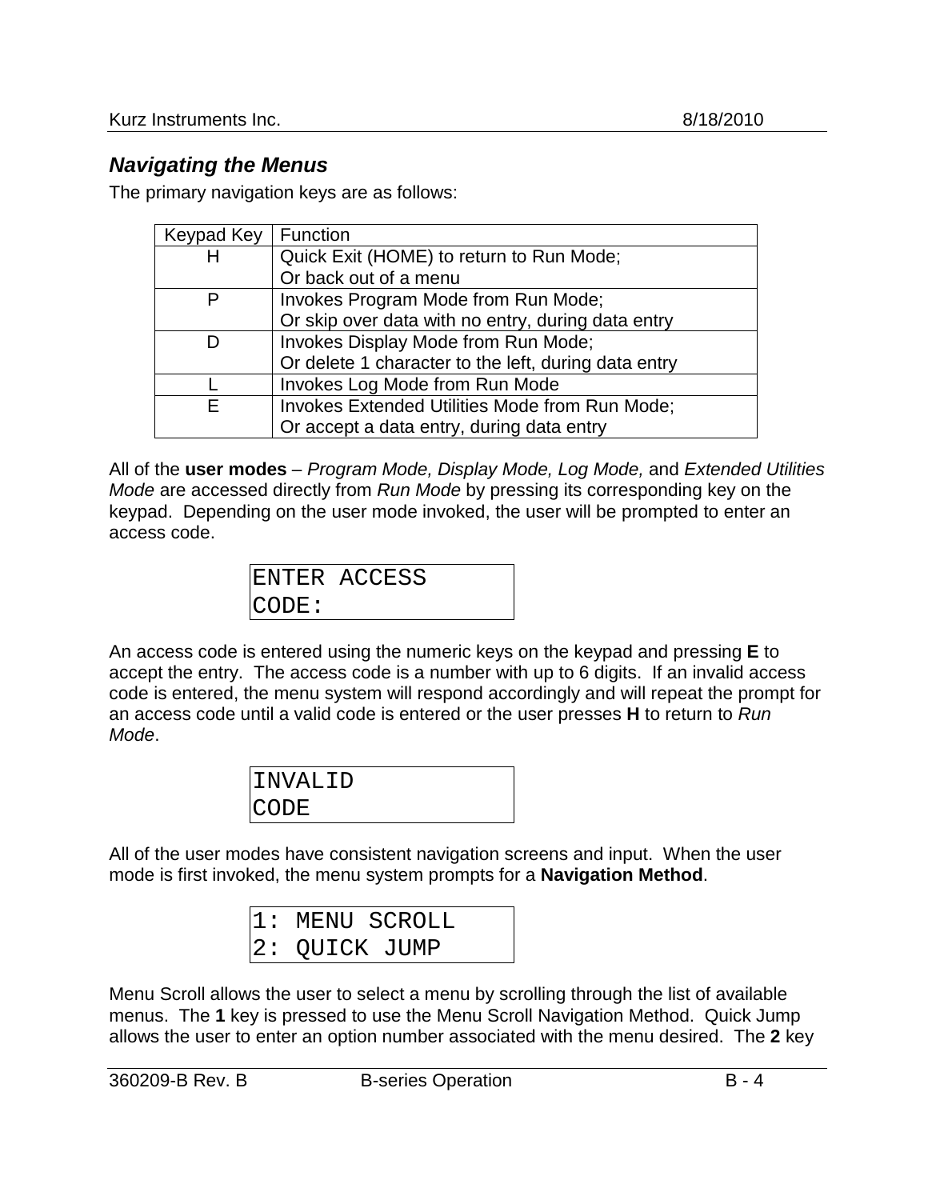## *Navigating the Menus*

The primary navigation keys are as follows:

| Keypad Key | Function |
|---|---|
| H | Quick Exit (HOME) to return to Run Mode;<br>Or back out of a menu |
| P | Invokes Program Mode from Run Mode;<br>Or skip over data with no entry, during data entry |
| D | Invokes Display Mode from Run Mode;<br>Or delete 1 character to the left, during data entry |
| L | Invokes Log Mode from Run Mode |
| E | Invokes Extended Utilities Mode from Run Mode;<br>Or accept a data entry, during data entry |

All of the **user modes** – *Program Mode, Display Mode, Log Mode,* and *Extended Utilities Mode* are accessed directly from *Run Mode* by pressing its corresponding key on the keypad. Depending on the user mode invoked, the user will be prompted to enter an access code.

```
ENTER ACCESS
CODE:
```

An access code is entered using the numeric keys on the keypad and pressing **E** to accept the entry. The access code is a number with up to 6 digits. If an invalid access code is entered, the menu system will respond accordingly and will repeat the prompt for an access code until a valid code is entered or the user presses **H** to return to *Run Mode*.

```
INVALID
CODE
```

All of the user modes have consistent navigation screens and input. When the user mode is first invoked, the menu system prompts for a **Navigation Method**.

```
1: MENU SCROLL
2: QUICK JUMP
```

Menu Scroll allows the user to select a menu by scrolling through the list of available menus. The **1** key is pressed to use the Menu Scroll Navigation Method. Quick Jump allows the user to enter an option number associated with the menu desired. The **2** key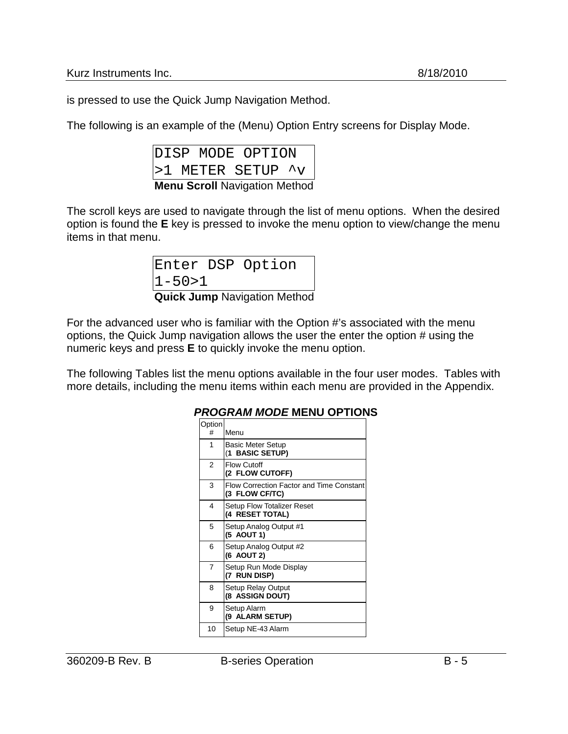is pressed to use the Quick Jump Navigation Method.

The following is an example of the (Menu) Option Entry screens for Display Mode.

```
DISP MODE OPTION
>1 METER SETUP ^v
```

**Menu Scroll** Navigation Method

The scroll keys are used to navigate through the list of menu options. When the desired option is found the **E** key is pressed to invoke the menu option to view/change the menu items in that menu.

```
Enter DSP Option
1-50>1
```

**Quick Jump** Navigation Method

For the advanced user who is familiar with the Option #'s associated with the menu options, the Quick Jump navigation allows the user the enter the option # using the numeric keys and press **E** to quickly invoke the menu option.

The following Tables list the menu options available in the four user modes. Tables with more details, including the menu items within each menu are provided in the Appendix.

### *PROGRAM MODE* MENU OPTIONS

| Option # | Menu |
|---|---|
| 1 | Basic Meter Setup<br>**(1 BASIC SETUP)** |
| 2 | Flow Cutoff<br>**(2 FLOW CUTOFF)** |
| 3 | Flow Correction Factor and Time Constant<br>**(3 FLOW CF/TC)** |
| 4 | Setup Flow Totalizer Reset<br>**(4 RESET TOTAL)** |
| 5 | Setup Analog Output #1<br>**(5 AOUT 1)** |
| 6 | Setup Analog Output #2<br>**(6 AOUT 2)** |
| 7 | Setup Run Mode Display<br>**(7 RUN DISP)** |
| 8 | Setup Relay Output<br>**(8 ASSIGN DOUT)** |
| 9 | Setup Alarm<br>**(9 ALARM SETUP)** |
| 10 | Setup NE-43 Alarm |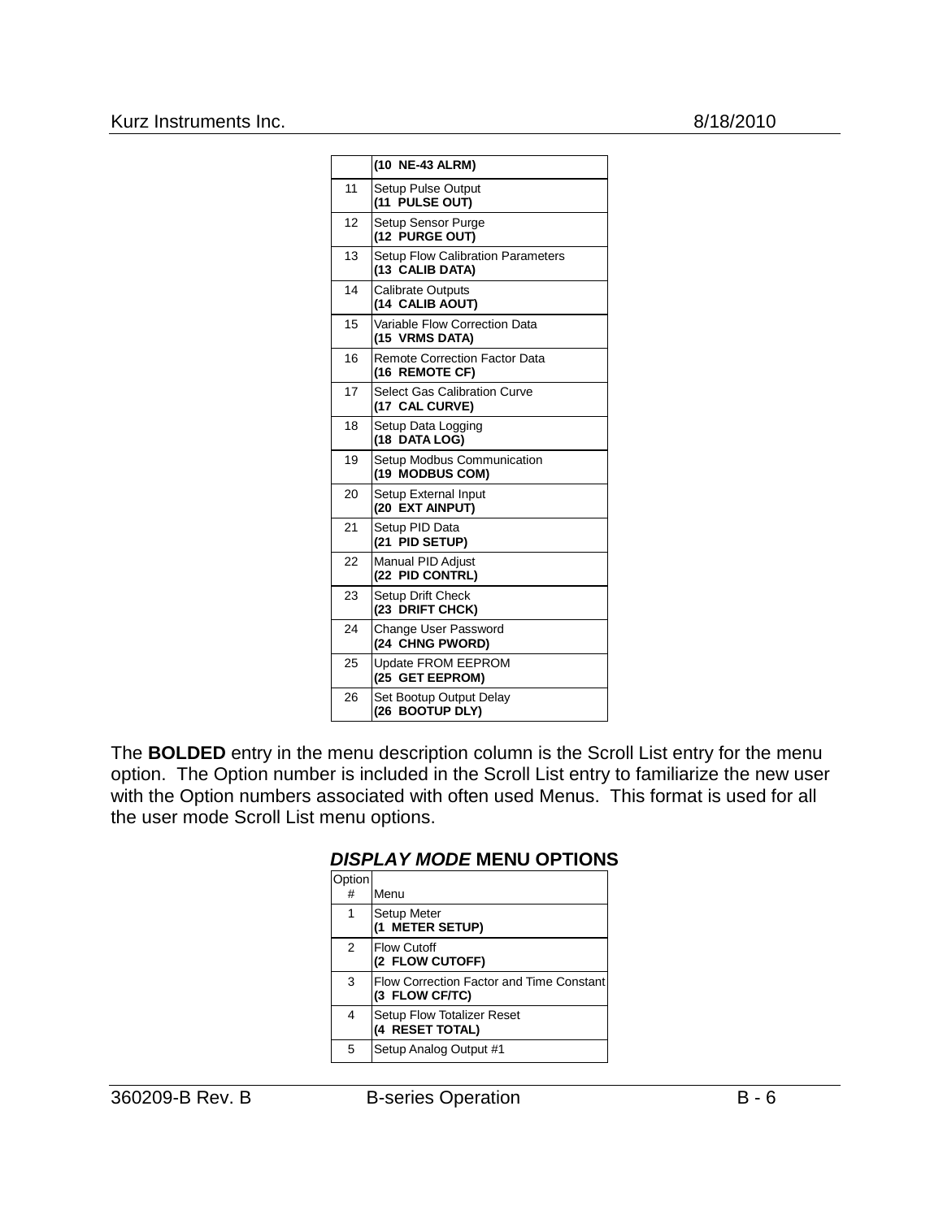| | |
|---|---|
| | **(10 NE-43 ALRM)** |
| 11 | Setup Pulse Output<br>**(11 PULSE OUT)** |
| 12 | Setup Sensor Purge<br>**(12 PURGE OUT)** |
| 13 | Setup Flow Calibration Parameters<br>**(13 CALIB DATA)** |
| 14 | Calibrate Outputs<br>**(14 CALIB AOUT)** |
| 15 | Variable Flow Correction Data<br>**(15 VRMS DATA)** |
| 16 | Remote Correction Factor Data<br>**(16 REMOTE CF)** |
| 17 | Select Gas Calibration Curve<br>**(17 CAL CURVE)** |
| 18 | Setup Data Logging<br>**(18 DATA LOG)** |
| 19 | Setup Modbus Communication<br>**(19 MODBUS COM)** |
| 20 | Setup External Input<br>**(20 EXT AINPUT)** |
| 21 | Setup PID Data<br>**(21 PID SETUP)** |
| 22 | Manual PID Adjust<br>**(22 PID CONTRL)** |
| 23 | Setup Drift Check<br>**(23 DRIFT CHCK)** |
| 24 | Change User Password<br>**(24 CHNG PWORD)** |
| 25 | Update FROM EEPROM<br>**(25 GET EEPROM)** |
| 26 | Set Bootup Output Delay<br>**(26 BOOTUP DLY)** |

The **BOLDED** entry in the menu description column is the Scroll List entry for the menu option. The Option number is included in the Scroll List entry to familiarize the new user with the Option numbers associated with often used Menus. This format is used for all the user mode Scroll List menu options.

### ***DISPLAY MODE*** **MENU OPTIONS**

| Option # | Menu |
|---|---|
| 1 | Setup Meter<br>**(1 METER SETUP)** |
| 2 | Flow Cutoff<br>**(2 FLOW CUTOFF)** |
| 3 | Flow Correction Factor and Time Constant<br>**(3 FLOW CF/TC)** |
| 4 | Setup Flow Totalizer Reset<br>**(4 RESET TOTAL)** |
| 5 | Setup Analog Output #1 |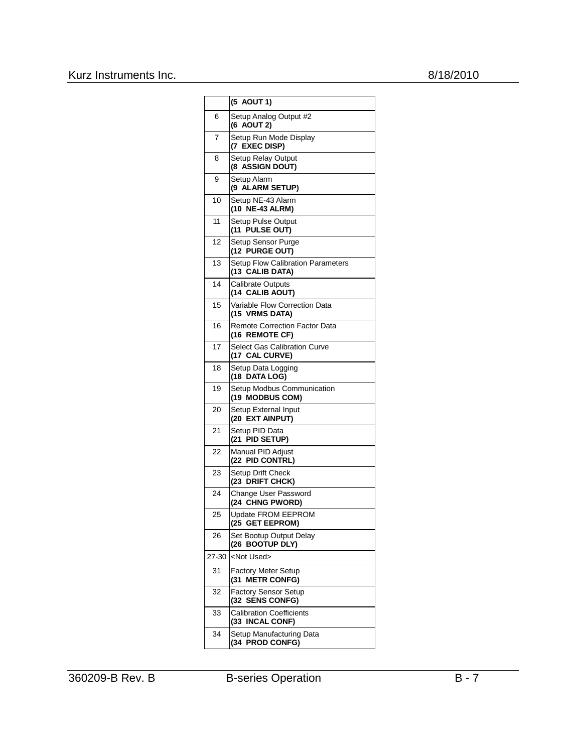| | **(5 AOUT 1)** |
|---|---|
| 6 | Setup Analog Output #2<br>**(6 AOUT 2)** |
| 7 | Setup Run Mode Display<br>**(7 EXEC DISP)** |
| 8 | Setup Relay Output<br>**(8 ASSIGN DOUT)** |
| 9 | Setup Alarm<br>**(9 ALARM SETUP)** |
| 10 | Setup NE-43 Alarm<br>**(10 NE-43 ALRM)** |
| 11 | Setup Pulse Output<br>**(11 PULSE OUT)** |
| 12 | Setup Sensor Purge<br>**(12 PURGE OUT)** |
| 13 | Setup Flow Calibration Parameters<br>**(13 CALIB DATA)** |
| 14 | Calibrate Outputs<br>**(14 CALIB AOUT)** |
| 15 | Variable Flow Correction Data<br>**(15 VRMS DATA)** |
| 16 | Remote Correction Factor Data<br>**(16 REMOTE CF)** |
| 17 | Select Gas Calibration Curve<br>**(17 CAL CURVE)** |
| 18 | Setup Data Logging<br>**(18 DATA LOG)** |
| 19 | Setup Modbus Communication<br>**(19 MODBUS COM)** |
| 20 | Setup External Input<br>**(20 EXT AINPUT)** |
| 21 | Setup PID Data<br>**(21 PID SETUP)** |
| 22 | Manual PID Adjust<br>**(22 PID CONTRL)** |
| 23 | Setup Drift Check<br>**(23 DRIFT CHCK)** |
| 24 | Change User Password<br>**(24 CHNG PWORD)** |
| 25 | Update FROM EEPROM<br>**(25 GET EEPROM)** |
| 26 | Set Bootup Output Delay<br>**(26 BOOTUP DLY)** |
| 27-30 | <Not Used> |
| 31 | Factory Meter Setup<br>**(31 METR CONFG)** |
| 32 | Factory Sensor Setup<br>**(32 SENS CONFG)** |
| 33 | Calibration Coefficients<br>**(33 INCAL CONF)** |
| 34 | Setup Manufacturing Data<br>**(34 PROD CONFG)** |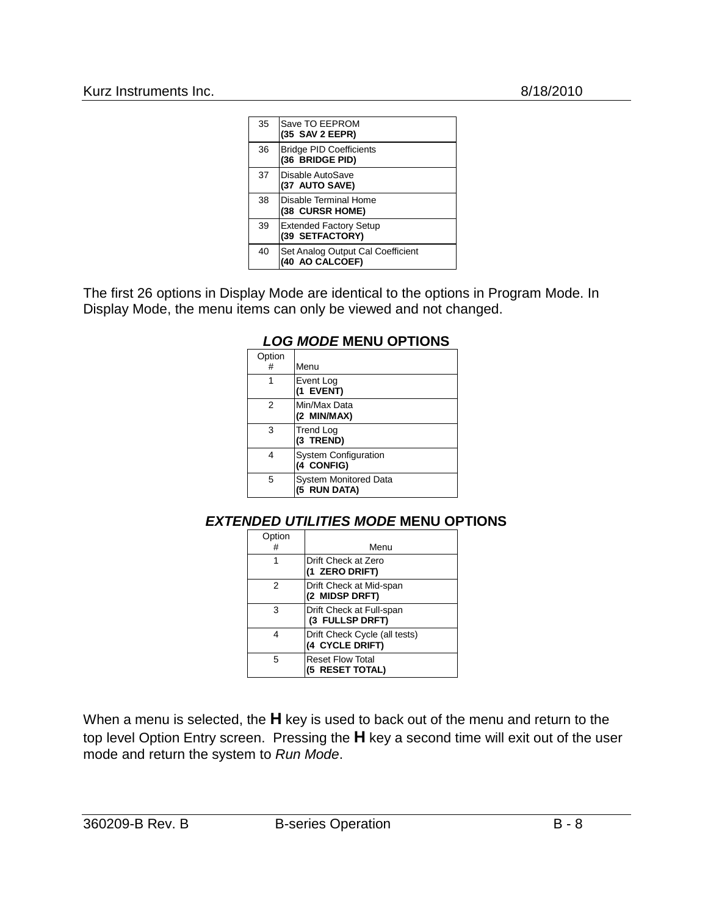| | |
|---|---|
| 35 | Save TO EEPROM<br>**(35 SAV 2 EEPR)** |
| 36 | Bridge PID Coefficients<br>**(36 BRIDGE PID)** |
| 37 | Disable AutoSave<br>**(37 AUTO SAVE)** |
| 38 | Disable Terminal Home<br>**(38 CURSR HOME)** |
| 39 | Extended Factory Setup<br>**(39 SETFACTORY)** |
| 40 | Set Analog Output Cal Coefficient<br>**(40 AO CALCOEF)** |

The first 26 options in Display Mode are identical to the options in Program Mode. In Display Mode, the menu items can only be viewed and not changed.

## *LOG MODE* MENU OPTIONS

| Option # | Menu |
|---|---|
| 1 | Event Log<br>**(1 EVENT)** |
| 2 | Min/Max Data<br>**(2 MIN/MAX)** |
| 3 | Trend Log<br>**(3 TREND)** |
| 4 | System Configuration<br>**(4 CONFIG)** |
| 5 | System Monitored Data<br>**(5 RUN DATA)** |

## *EXTENDED UTILITIES MODE* MENU OPTIONS

| Option # | Menu |
|---|---|
| 1 | Drift Check at Zero<br>**(1 ZERO DRIFT)** |
| 2 | Drift Check at Mid-span<br>**(2 MIDSP DRFT)** |
| 3 | Drift Check at Full-span<br>**(3 FULLSP DRFT)** |
| 4 | Drift Check Cycle (all tests)<br>**(4 CYCLE DRIFT)** |
| 5 | Reset Flow Total<br>**(5 RESET TOTAL)** |

When a menu is selected, the **H** key is used to back out of the menu and return to the top level Option Entry screen. Pressing the **H** key a second time will exit out of the user mode and return the system to *Run Mode*.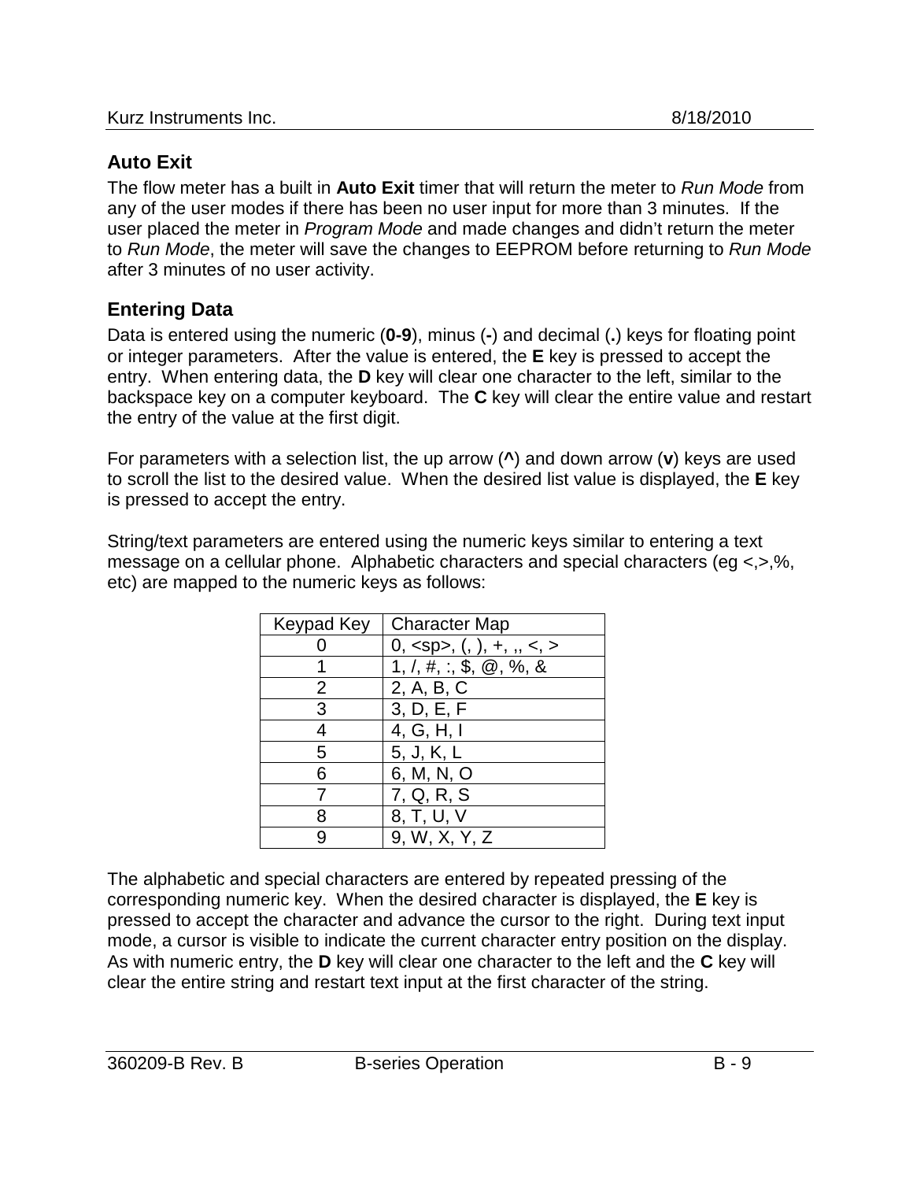## Auto Exit

The flow meter has a built in **Auto Exit** timer that will return the meter to *Run Mode* from any of the user modes if there has been no user input for more than 3 minutes. If the user placed the meter in *Program Mode* and made changes and didn't return the meter to *Run Mode*, the meter will save the changes to EEPROM before returning to *Run Mode* after 3 minutes of no user activity.

## Entering Data

Data is entered using the numeric (**0-9**), minus (**-**) and decimal (**.**) keys for floating point or integer parameters. After the value is entered, the **E** key is pressed to accept the entry. When entering data, the **D** key will clear one character to the left, similar to the backspace key on a computer keyboard. The **C** key will clear the entire value and restart the entry of the value at the first digit.

For parameters with a selection list, the up arrow (**^**) and down arrow (**v**) keys are used to scroll the list to the desired value. When the desired list value is displayed, the **E** key is pressed to accept the entry.

String/text parameters are entered using the numeric keys similar to entering a text message on a cellular phone. Alphabetic characters and special characters (eg <,>,%, etc) are mapped to the numeric keys as follows:

| Keypad Key | Character Map |
|---|---|
| 0 | 0, <sp>, (, ), +, ,, <, > |
| 1 | 1, /, #, :, $, @, %, & |
| 2 | 2, A, B, C |
| 3 | 3, D, E, F |
| 4 | 4, G, H, I |
| 5 | 5, J, K, L |
| 6 | 6, M, N, O |
| 7 | 7, Q, R, S |
| 8 | 8, T, U, V |
| 9 | 9, W, X, Y, Z |

The alphabetic and special characters are entered by repeated pressing of the corresponding numeric key. When the desired character is displayed, the **E** key is pressed to accept the character and advance the cursor to the right. During text input mode, a cursor is visible to indicate the current character entry position on the display. As with numeric entry, the **D** key will clear one character to the left and the **C** key will clear the entire string and restart text input at the first character of the string.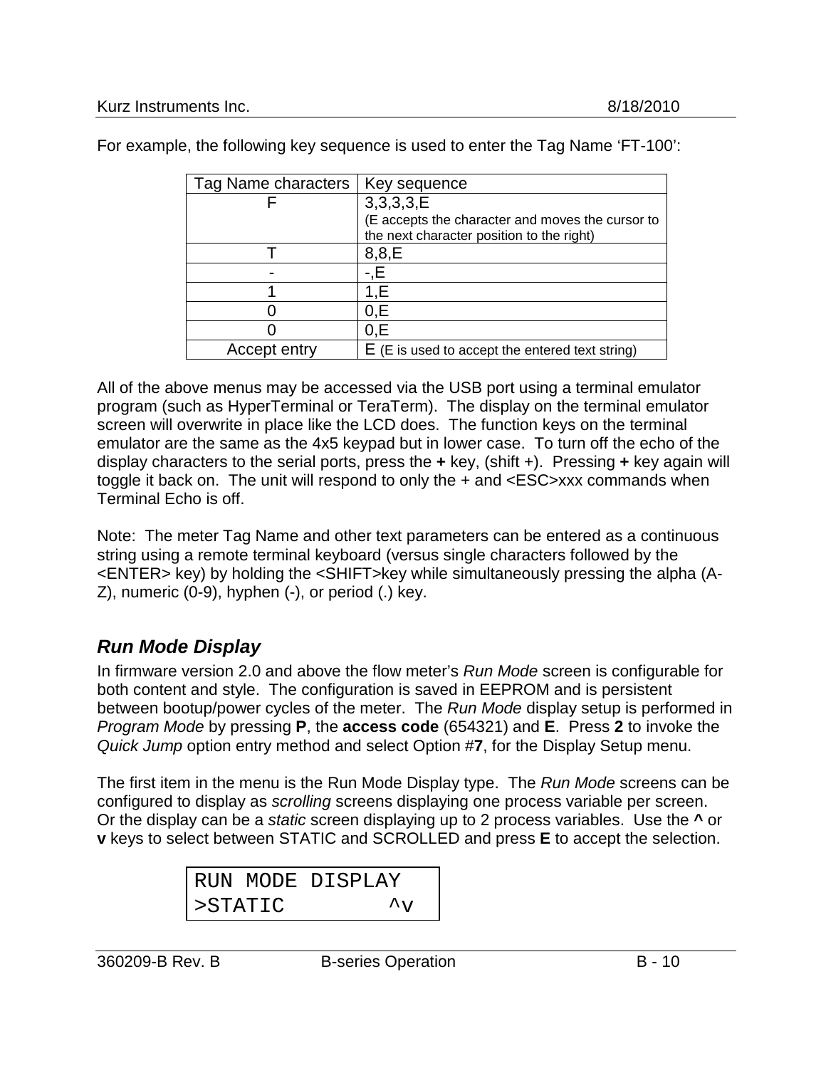For example, the following key sequence is used to enter the Tag Name 'FT-100':

| Tag Name characters | Key sequence |
|---|---|
| F | 3,3,3,3,E<br>(E accepts the character and moves the cursor to the next character position to the right) |
| T | 8,8,E |
| - | -,E |
| 1 | 1,E |
| 0 | 0,E |
| 0 | 0,E |
| Accept entry | E (E is used to accept the entered text string) |

All of the above menus may be accessed via the USB port using a terminal emulator program (such as HyperTerminal or TeraTerm). The display on the terminal emulator screen will overwrite in place like the LCD does. The function keys on the terminal emulator are the same as the 4x5 keypad but in lower case. To turn off the echo of the display characters to the serial ports, press the **+** key, (shift +). Pressing **+** key again will toggle it back on. The unit will respond to only the + and <ESC>xxx commands when Terminal Echo is off.

Note: The meter Tag Name and other text parameters can be entered as a continuous string using a remote terminal keyboard (versus single characters followed by the <ENTER> key) by holding the <SHIFT>key while simultaneously pressing the alpha (A-Z), numeric (0-9), hyphen (-), or period (.) key.

## *Run Mode Display*

In firmware version 2.0 and above the flow meter's *Run Mode* screen is configurable for both content and style. The configuration is saved in EEPROM and is persistent between bootup/power cycles of the meter. The *Run Mode* display setup is performed in *Program Mode* by pressing **P**, the **access code** (654321) and **E**. Press **2** to invoke the *Quick Jump* option entry method and select Option #**7**, for the Display Setup menu.

The first item in the menu is the Run Mode Display type. The *Run Mode* screens can be configured to display as *scrolling* screens displaying one process variable per screen. Or the display can be a *static* screen displaying up to 2 process variables. Use the **^** or **v** keys to select between STATIC and SCROLLED and press **E** to accept the selection.

```
RUN MODE DISPLAY
>STATIC        ^v
```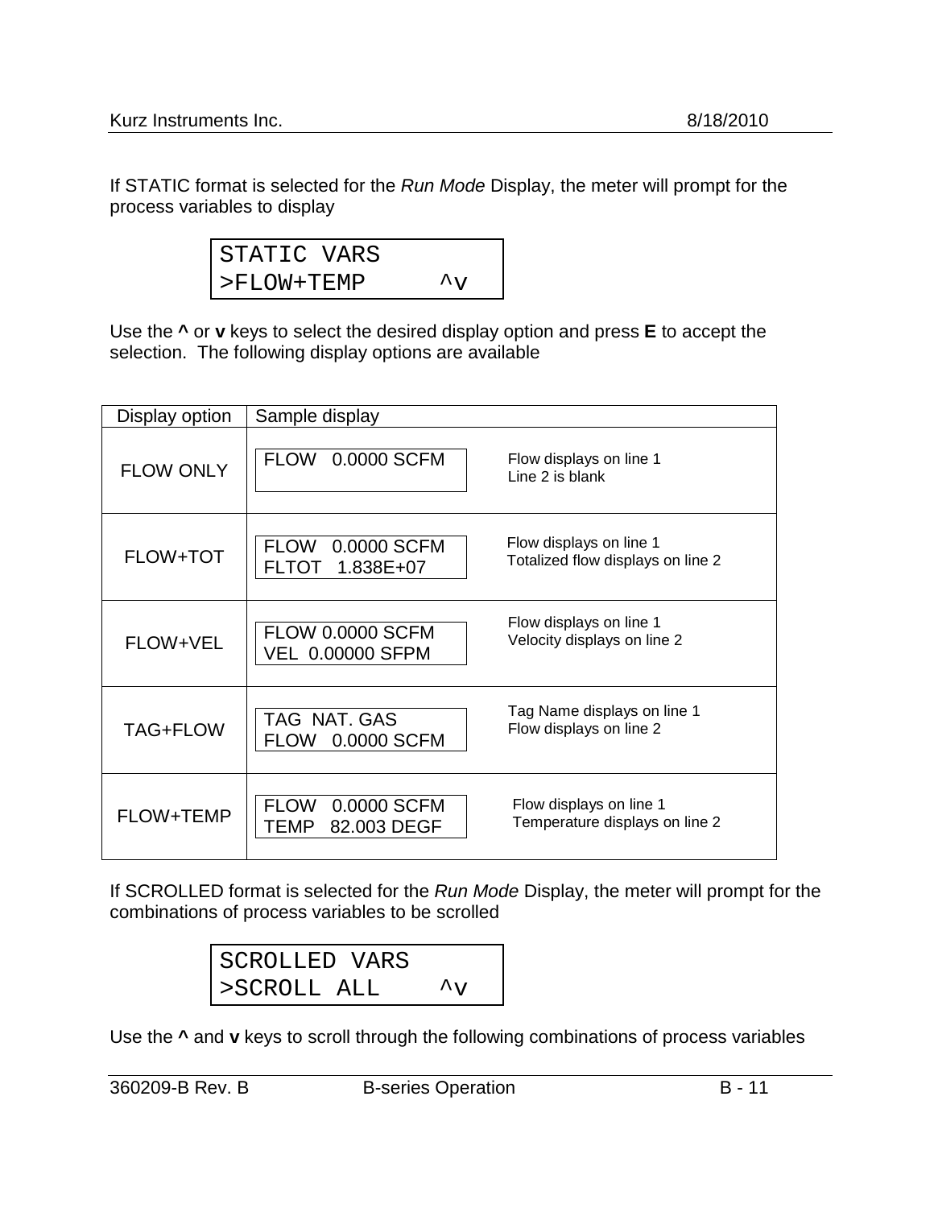If STATIC format is selected for the *Run Mode* Display, the meter will prompt for the process variables to display

```
STATIC VARS
>FLOW+TEMP     ^v
```

Use the **^** or **v** keys to select the desired display option and press **E** to accept the selection. The following display options are available

| Display option | Sample display | |
|---|---|---|
| FLOW ONLY | FLOW 0.0000 SCFM | Flow displays on line 1<br>Line 2 is blank |
| FLOW+TOT | FLOW 0.0000 SCFM<br>FLTOT 1.838E+07 | Flow displays on line 1<br>Totalized flow displays on line 2 |
| FLOW+VEL | FLOW 0.0000 SCFM<br>VEL 0.00000 SFPM | Flow displays on line 1<br>Velocity displays on line 2 |
| TAG+FLOW | TAG NAT. GAS<br>FLOW 0.0000 SCFM | Tag Name displays on line 1<br>Flow displays on line 2 |
| FLOW+TEMP | FLOW 0.0000 SCFM<br>TEMP 82.003 DEGF | Flow displays on line 1<br>Temperature displays on line 2 |

If SCROLLED format is selected for the *Run Mode* Display, the meter will prompt for the combinations of process variables to be scrolled

```
SCROLLED VARS
>SCROLL ALL    ^v
```

Use the **^** and **v** keys to scroll through the following combinations of process variables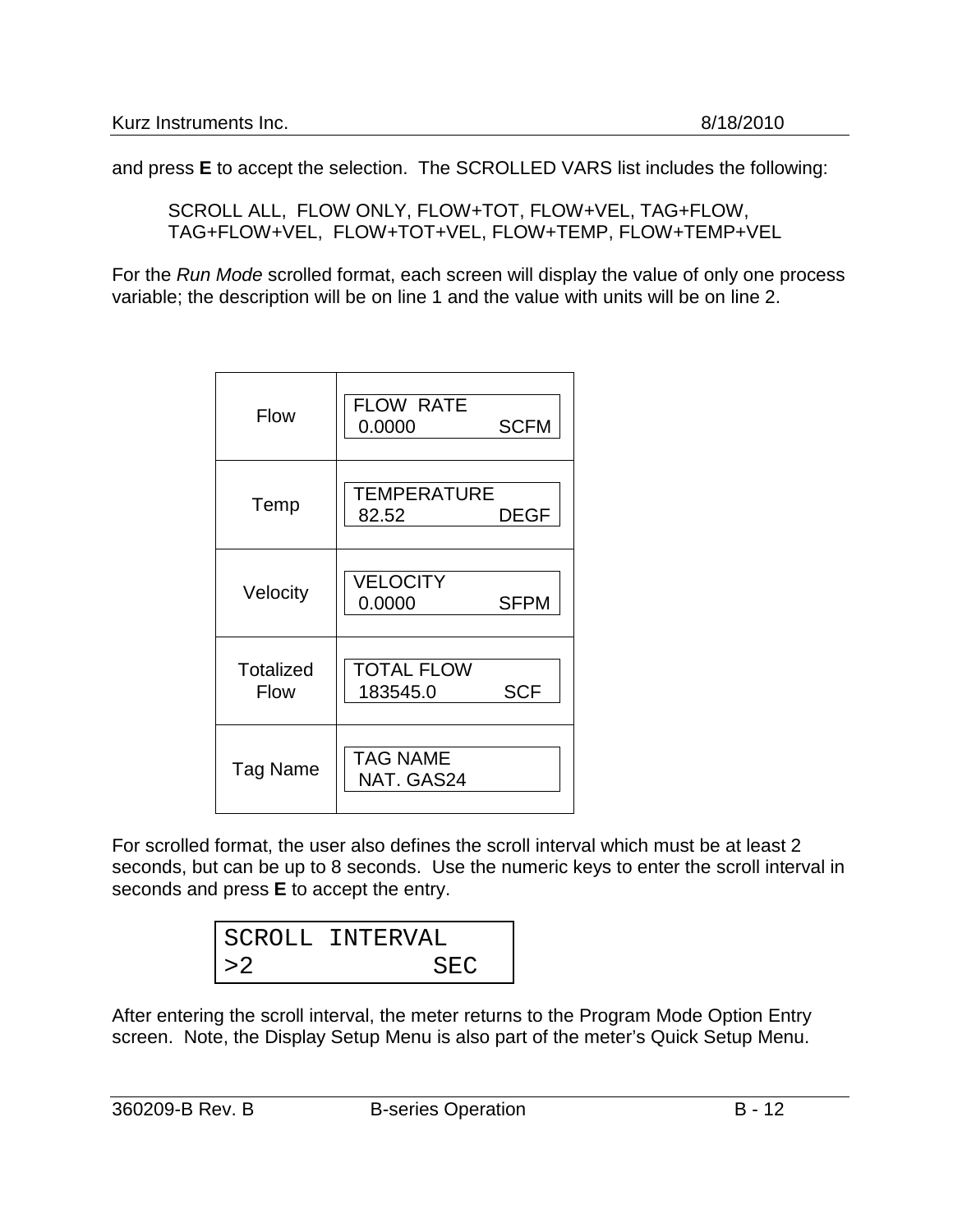and press **E** to accept the selection.  The SCROLLED VARS list includes the following:

> SCROLL ALL,  FLOW ONLY, FLOW+TOT, FLOW+VEL, TAG+FLOW, TAG+FLOW+VEL,  FLOW+TOT+VEL, FLOW+TEMP, FLOW+TEMP+VEL

For the *Run Mode* scrolled format, each screen will display the value of only one process variable; the description will be on line 1 and the value with units will be on line 2.

| Variable | Display |
|---|---|
| Flow | FLOW  RATE<br>0.0000    SCFM |
| Temp | TEMPERATURE<br>82.52    DEGF |
| Velocity | VELOCITY<br>0.0000    SFPM |
| Totalized Flow | TOTAL FLOW<br>183545.0    SCF |
| Tag Name | TAG NAME<br>NAT. GAS24 |

For scrolled format, the user also defines the scroll interval which must be at least 2 seconds, but can be up to 8 seconds.  Use the numeric keys to enter the scroll interval in seconds and press **E** to accept the entry.

```
SCROLL INTERVAL
>2             SEC
```

After entering the scroll interval, the meter returns to the Program Mode Option Entry screen.  Note, the Display Setup Menu is also part of the meter's Quick Setup Menu.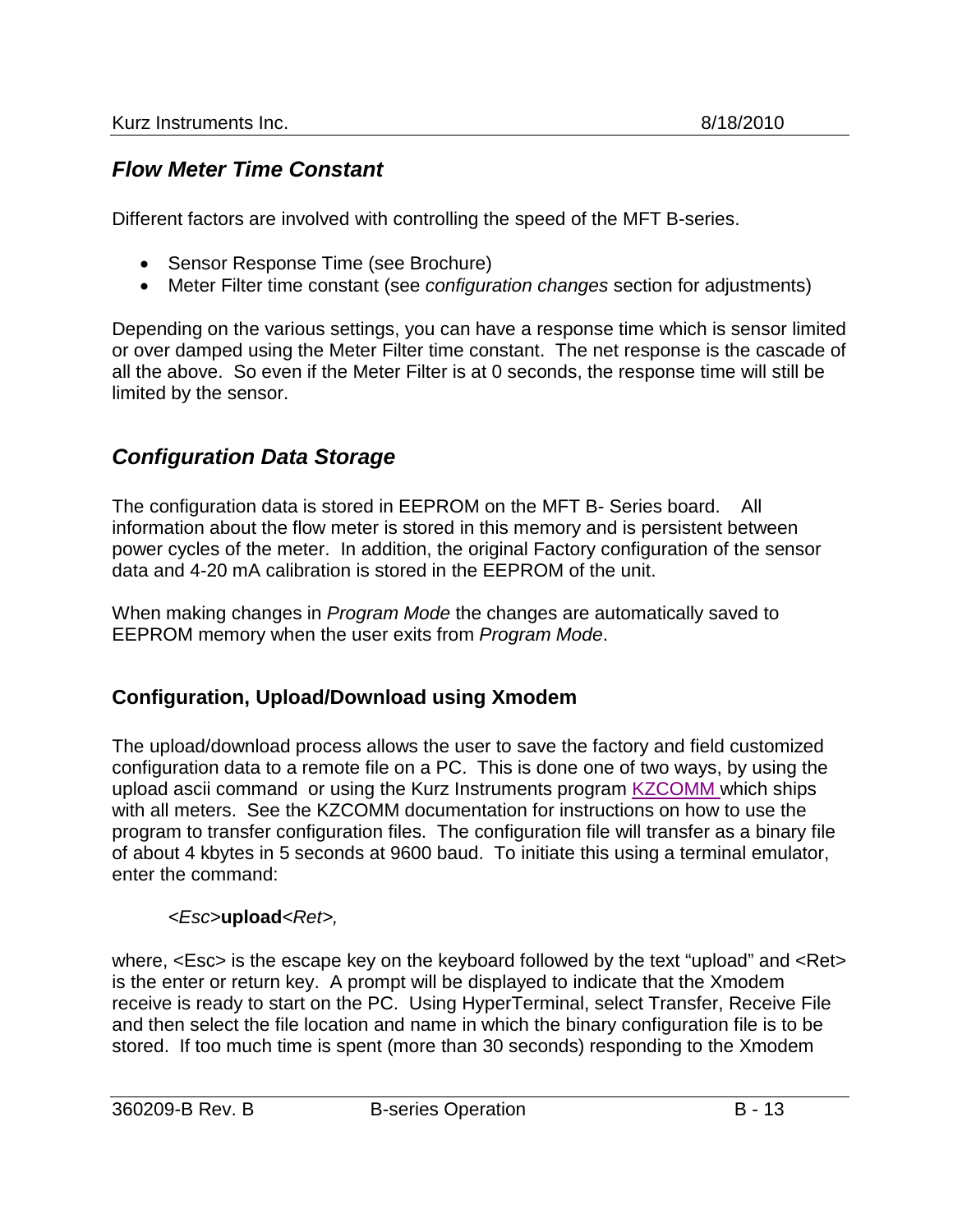## *Flow Meter Time Constant*

Different factors are involved with controlling the speed of the MFT B-series.

- Sensor Response Time (see Brochure)
- Meter Filter time constant (see *configuration changes* section for adjustments)

Depending on the various settings, you can have a response time which is sensor limited or over damped using the Meter Filter time constant. The net response is the cascade of all the above. So even if the Meter Filter is at 0 seconds, the response time will still be limited by the sensor.

## *Configuration Data Storage*

The configuration data is stored in EEPROM on the MFT B- Series board. All information about the flow meter is stored in this memory and is persistent between power cycles of the meter. In addition, the original Factory configuration of the sensor data and 4-20 mA calibration is stored in the EEPROM of the unit.

When making changes in *Program Mode* the changes are automatically saved to EEPROM memory when the user exits from *Program Mode*.

### Configuration, Upload/Download using Xmodem

The upload/download process allows the user to save the factory and field customized configuration data to a remote file on a PC. This is done one of two ways, by using the upload ascii command or using the Kurz Instruments program KZCOMM which ships with all meters. See the KZCOMM documentation for instructions on how to use the program to transfer configuration files. The configuration file will transfer as a binary file of about 4 kbytes in 5 seconds at 9600 baud. To initiate this using a terminal emulator, enter the command:

*<Esc>*__upload__*<Ret>,*

where, <Esc> is the escape key on the keyboard followed by the text "upload" and <Ret> is the enter or return key. A prompt will be displayed to indicate that the Xmodem receive is ready to start on the PC. Using HyperTerminal, select Transfer, Receive File and then select the file location and name in which the binary configuration file is to be stored. If too much time is spent (more than 30 seconds) responding to the Xmodem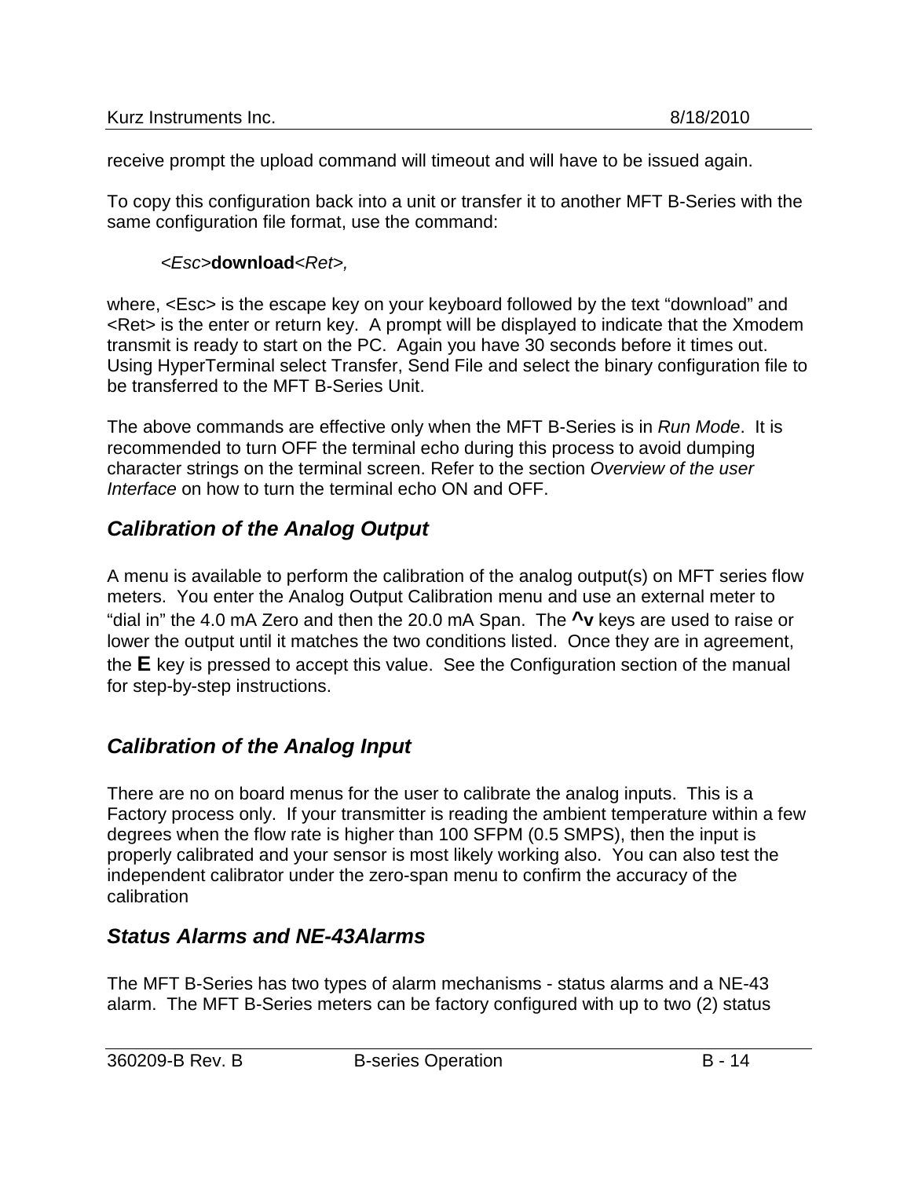receive prompt the upload command will timeout and will have to be issued again.

To copy this configuration back into a unit or transfer it to another MFT B-Series with the same configuration file format, use the command:

> *<Esc>***download***<Ret>,*

where, <Esc> is the escape key on your keyboard followed by the text "download" and <Ret> is the enter or return key. A prompt will be displayed to indicate that the Xmodem transmit is ready to start on the PC. Again you have 30 seconds before it times out. Using HyperTerminal select Transfer, Send File and select the binary configuration file to be transferred to the MFT B-Series Unit.

The above commands are effective only when the MFT B-Series is in *Run Mode*. It is recommended to turn OFF the terminal echo during this process to avoid dumping character strings on the terminal screen. Refer to the section *Overview of the user Interface* on how to turn the terminal echo ON and OFF.

## *Calibration of the Analog Output*

A menu is available to perform the calibration of the analog output(s) on MFT series flow meters. You enter the Analog Output Calibration menu and use an external meter to "dial in" the 4.0 mA Zero and then the 20.0 mA Span. The **^v** keys are used to raise or lower the output until it matches the two conditions listed. Once they are in agreement, the **E** key is pressed to accept this value. See the Configuration section of the manual for step-by-step instructions.

## *Calibration of the Analog Input*

There are no on board menus for the user to calibrate the analog inputs. This is a Factory process only. If your transmitter is reading the ambient temperature within a few degrees when the flow rate is higher than 100 SFPM (0.5 SMPS), then the input is properly calibrated and your sensor is most likely working also. You can also test the independent calibrator under the zero-span menu to confirm the accuracy of the calibration

## *Status Alarms and NE-43Alarms*

The MFT B-Series has two types of alarm mechanisms - status alarms and a NE-43 alarm. The MFT B-Series meters can be factory configured with up to two (2) status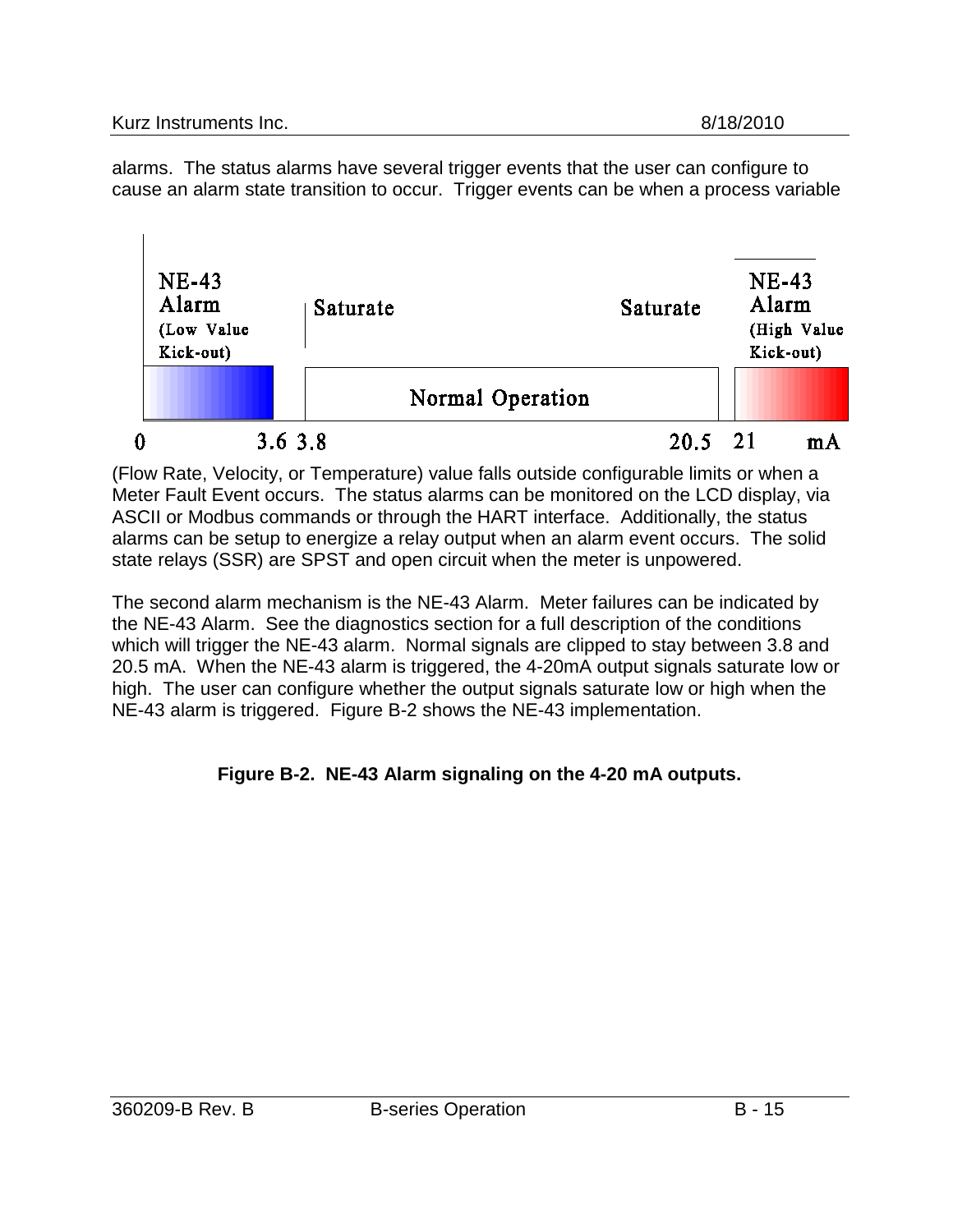alarms. The status alarms have several trigger events that the user can configure to cause an alarm state transition to occur. Trigger events can be when a process variable

NE-43 Alarm (Low Value Kick-out)

Saturate

Saturate

NE-43 Alarm (High Value Kick-out)

Normal Operation

0 3.6 3.8 20.5 21 mA

(Flow Rate, Velocity, or Temperature) value falls outside configurable limits or when a Meter Fault Event occurs. The status alarms can be monitored on the LCD display, via ASCII or Modbus commands or through the HART interface. Additionally, the status alarms can be setup to energize a relay output when an alarm event occurs. The solid state relays (SSR) are SPST and open circuit when the meter is unpowered.

The second alarm mechanism is the NE-43 Alarm. Meter failures can be indicated by the NE-43 Alarm. See the diagnostics section for a full description of the conditions which will trigger the NE-43 alarm. Normal signals are clipped to stay between 3.8 and 20.5 mA. When the NE-43 alarm is triggered, the 4-20mA output signals saturate low or high. The user can configure whether the output signals saturate low or high when the NE-43 alarm is triggered. Figure B-2 shows the NE-43 implementation.

**Figure B-2. NE-43 Alarm signaling on the 4-20 mA outputs.**